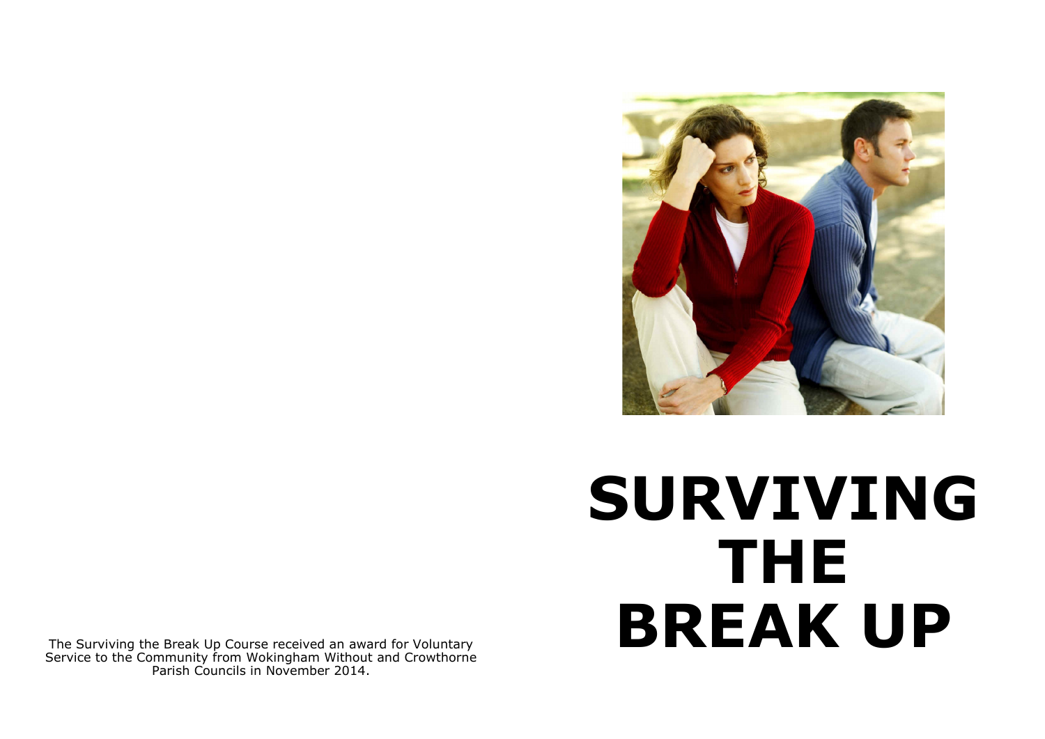# SURVIVING THE BREAK UP

The Surviving the Break Up Course received an award for Voluntary Service to the Community from Wokingham Without and Crowthorne Parish Councils in November 2014.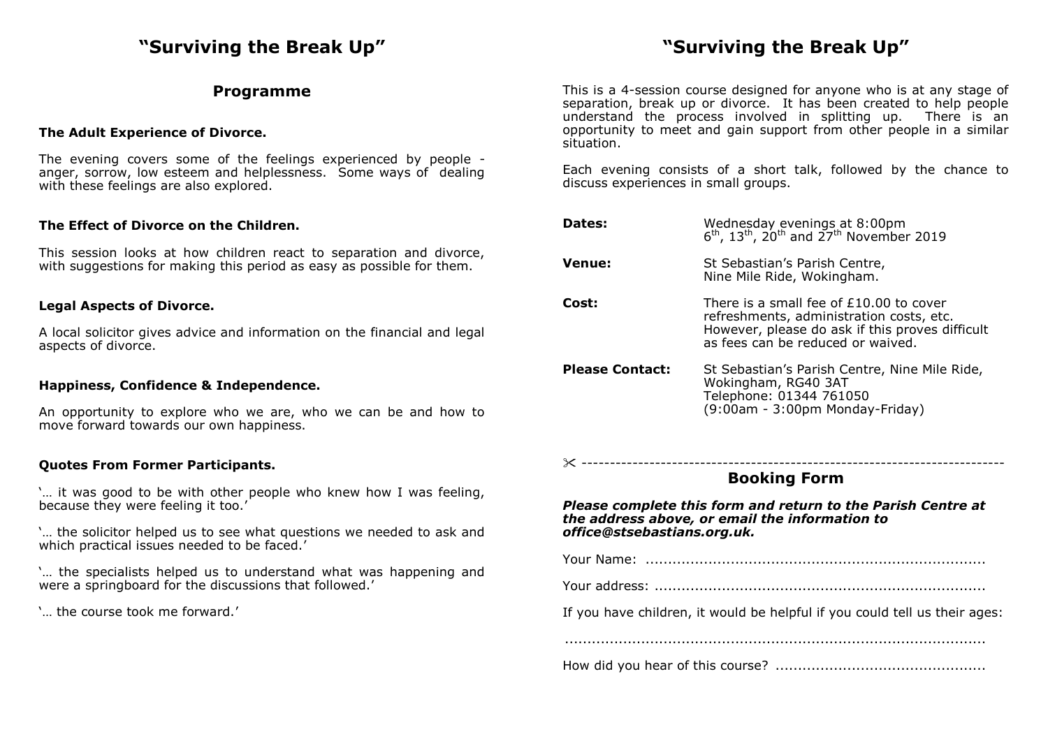# "Surviving the Break Up"

## Programme

**The Adult Experience of Divorce.**

The evening covers some of the feelings experienced by people - anger, sorrow, low esteem and helplessness. Some ways of dealing with these feelings are also explored.

**The Effect of Divorce on the Children.**

This session looks at how children react to separation and divorce, with suggestions for making this period as easy as possible for them.

**Legal Aspects of Divorce.**

A local solicitor gives advice and information on the financial and legal aspects of divorce.

**Happiness, Confidence & Independence.**

An opportunity to explore who we are, who we can be and how to move forward towards our own happiness.

**Quotes From Former Participants.**

'… it was good to be with other people who knew how I was feeling, because they were feeling it too.'

'… the solicitor helped us to see what questions we needed to ask and which practical issues needed to be faced.'

'… the specialists helped us to understand what was happening and were a springboard for the discussions that followed.'

'… the course took me forward.'

# "Surviving the Break Up"

This is a 4-session course designed for anyone who is at any stage of separation, break up or divorce. It has been created to help people understand the process involved in splitting up. There is an opportunity to meet and gain support from other people in a similar situation.

Each evening consists of a short talk, followed by the chance to discuss experiences in small groups.

| | |
|---|---|
| **Dates:** | Wednesday evenings at 8:00pm<br>6th, 13th, 20th and 27th November 2019 |
| **Venue:** | St Sebastian's Parish Centre,<br>Nine Mile Ride, Wokingham. |
| **Cost:** | There is a small fee of £10.00 to cover refreshments, administration costs, etc. However, please do ask if this proves difficult as fees can be reduced or waived. |
| **Please Contact:** | St Sebastian's Parish Centre, Nine Mile Ride, Wokingham, RG40 3AT<br>Telephone: 01344 761050<br>(9:00am - 3:00pm Monday-Friday) |

✂ ------------------------------------------------------------------------

## Booking Form

***Please complete this form and return to the Parish Centre at the address above, or email the information to office@stsebastians.org.uk.***

Your Name: ..........................................................................

Your address: ........................................................................

If you have children, it would be helpful if you could tell us their ages:

..........................................................................................

How did you hear of this course? ..............................................